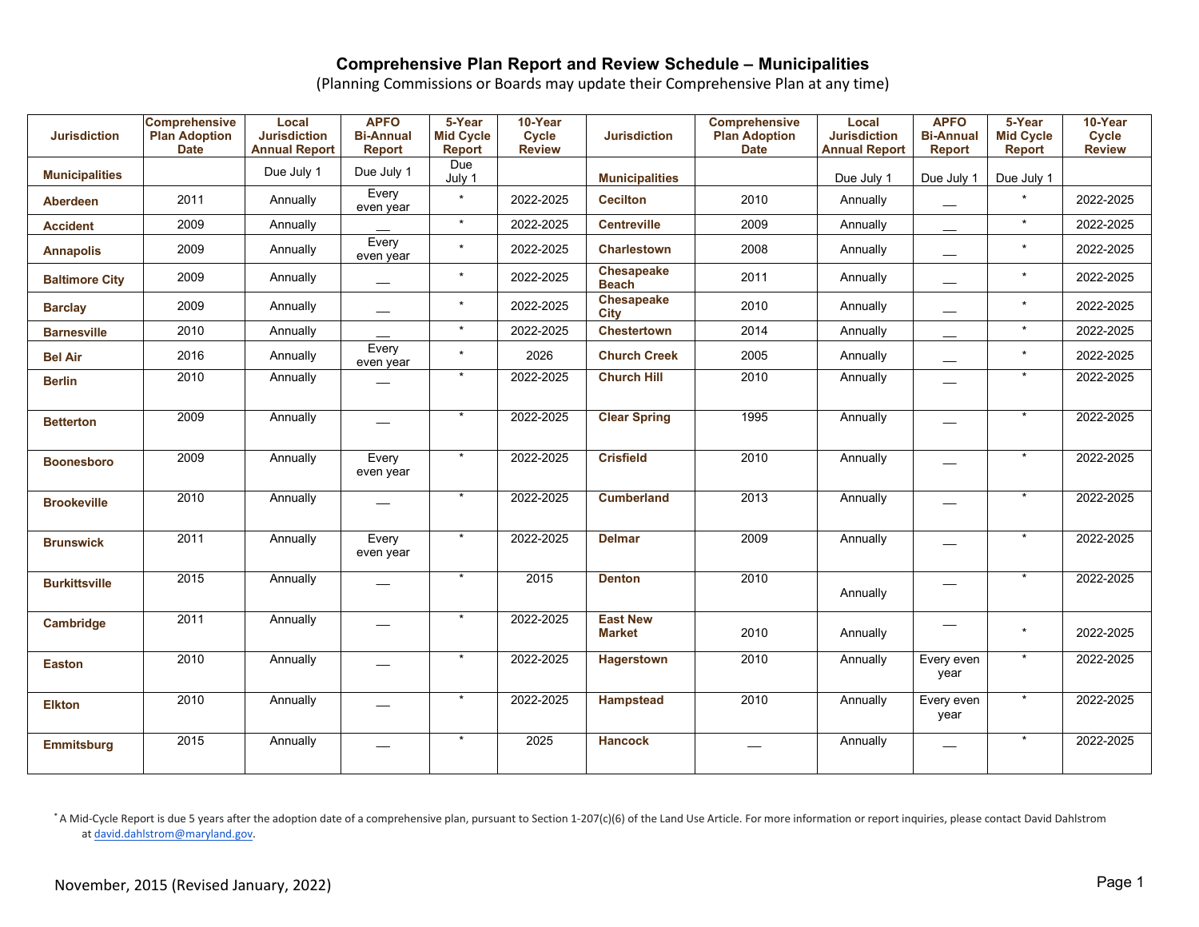# Comprehensive Plan Report and Review Schedule – Municipalities

(Planning Commissions or Boards may update their Comprehensive Plan at any time)

| Jurisdiction | Comprehensive Plan Adoption Date | Local Jurisdiction Annual Report | APFO Bi-Annual Report | 5-Year Mid Cycle Report | 10-Year Cycle Review | Jurisdiction | Comprehensive Plan Adoption Date | Local Jurisdiction Annual Report | APFO Bi-Annual Report | 5-Year Mid Cycle Report | 10-Year Cycle Review |
|---|---|---|---|---|---|---|---|---|---|---|---|
| **Municipalities** | | Due July 1 | Due July 1 | Due July 1 | | **Municipalities** | | Due July 1 | Due July 1 | Due July 1 | |
| **Aberdeen** | 2011 | Annually | Every even year | * | 2022-2025 | **Cecilton** | 2010 | Annually | __ | * | 2022-2025 |
| **Accident** | 2009 | Annually | __ | * | 2022-2025 | **Centreville** | 2009 | Annually | __ | * | 2022-2025 |
| **Annapolis** | 2009 | Annually | Every even year | * | 2022-2025 | **Charlestown** | 2008 | Annually | __ | * | 2022-2025 |
| **Baltimore City** | 2009 | Annually | __ | * | 2022-2025 | **Chesapeake Beach** | 2011 | Annually | __ | * | 2022-2025 |
| **Barclay** | 2009 | Annually | __ | * | 2022-2025 | **Chesapeake City** | 2010 | Annually | __ | * | 2022-2025 |
| **Barnesville** | 2010 | Annually | __ | * | 2022-2025 | **Chestertown** | 2014 | Annually | __ | * | 2022-2025 |
| **Bel Air** | 2016 | Annually | Every even year | * | 2026 | **Church Creek** | 2005 | Annually | __ | * | 2022-2025 |
| **Berlin** | 2010 | Annually | __ | * | 2022-2025 | **Church Hill** | 2010 | Annually | __ | * | 2022-2025 |
| **Betterton** | 2009 | Annually | __ | * | 2022-2025 | **Clear Spring** | 1995 | Annually | __ | * | 2022-2025 |
| **Boonesboro** | 2009 | Annually | Every even year | * | 2022-2025 | **Crisfield** | 2010 | Annually | __ | * | 2022-2025 |
| **Brookeville** | 2010 | Annually | __ | * | 2022-2025 | **Cumberland** | 2013 | Annually | __ | * | 2022-2025 |
| **Brunswick** | 2011 | Annually | Every even year | * | 2022-2025 | **Delmar** | 2009 | Annually | __ | * | 2022-2025 |
| **Burkittsville** | 2015 | Annually | __ | * | 2015 | **Denton** | 2010 | Annually | __ | * | 2022-2025 |
| **Cambridge** | 2011 | Annually | __ | * | 2022-2025 | **East New Market** | 2010 | Annually | __ | * | 2022-2025 |
| **Easton** | 2010 | Annually | __ | * | 2022-2025 | **Hagerstown** | 2010 | Annually | Every even year | * | 2022-2025 |
| **Elkton** | 2010 | Annually | __ | * | 2022-2025 | **Hampstead** | 2010 | Annually | Every even year | * | 2022-2025 |
| **Emmitsburg** | 2015 | Annually | __ | * | 2025 | **Hancock** | __ | Annually | __ | * | 2022-2025 |

* A Mid-Cycle Report is due 5 years after the adoption date of a comprehensive plan, pursuant to Section 1-207(c)(6) of the Land Use Article. For more information or report inquiries, please contact David Dahlstrom at david.dahlstrom@maryland.gov.

November, 2015 (Revised January, 2022)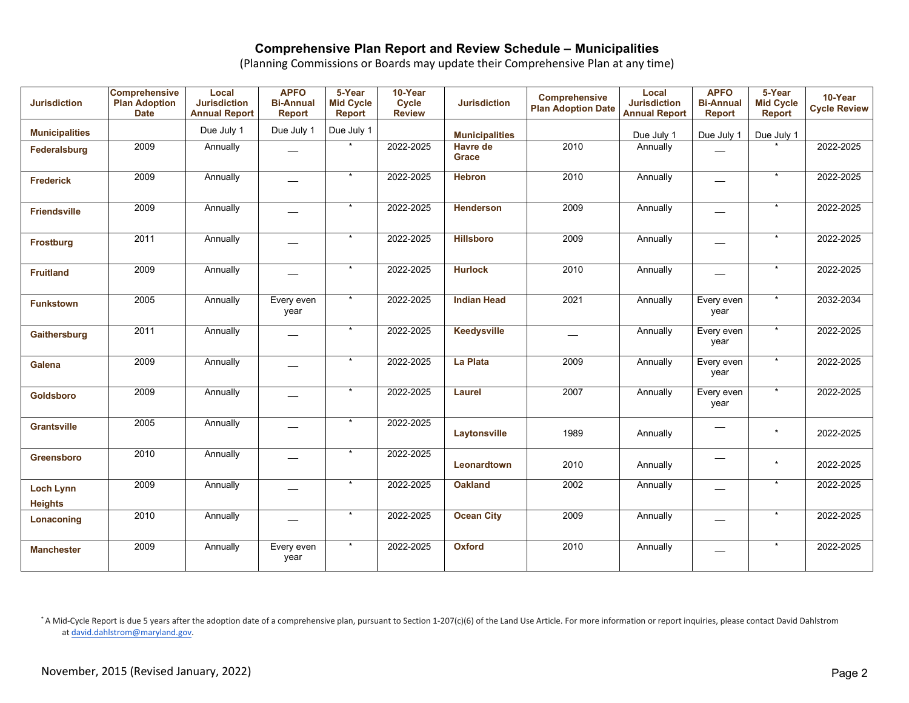## Comprehensive Plan Report and Review Schedule – Municipalities

(Planning Commissions or Boards may update their Comprehensive Plan at any time)

| Jurisdiction | Comprehensive Plan Adoption Date | Local Jurisdiction Annual Report | APFO Bi-Annual Report | 5-Year Mid Cycle Report | 10-Year Cycle Review | Jurisdiction | Comprehensive Plan Adoption Date | Local Jurisdiction Annual Report | APFO Bi-Annual Report | 5-Year Mid Cycle Report | 10-Year Cycle Review |
|---|---|---|---|---|---|---|---|---|---|---|---|
| **Municipalities** | | Due July 1 | Due July 1 | Due July 1 | | **Municipalities** | | Due July 1 | Due July 1 | Due July 1 | |
| **Federalsburg** | 2009 | Annually | — | * | 2022-2025 | **Havre de Grace** | 2010 | Annually | — | * | 2022-2025 |
| **Frederick** | 2009 | Annually | — | * | 2022-2025 | **Hebron** | 2010 | Annually | — | * | 2022-2025 |
| **Friendsville** | 2009 | Annually | — | * | 2022-2025 | **Henderson** | 2009 | Annually | — | * | 2022-2025 |
| **Frostburg** | 2011 | Annually | — | * | 2022-2025 | **Hillsboro** | 2009 | Annually | — | * | 2022-2025 |
| **Fruitland** | 2009 | Annually | — | * | 2022-2025 | **Hurlock** | 2010 | Annually | — | * | 2022-2025 |
| **Funkstown** | 2005 | Annually | Every even year | * | 2022-2025 | **Indian Head** | 2021 | Annually | Every even year | * | 2032-2034 |
| **Gaithersburg** | 2011 | Annually | — | * | 2022-2025 | **Keedysville** | — | Annually | Every even year | * | 2022-2025 |
| **Galena** | 2009 | Annually | — | * | 2022-2025 | **La Plata** | 2009 | Annually | Every even year | * | 2022-2025 |
| **Goldsboro** | 2009 | Annually | — | * | 2022-2025 | **Laurel** | 2007 | Annually | Every even year | * | 2022-2025 |
| **Grantsville** | 2005 | Annually | — | * | 2022-2025 | **Laytonsville** | 1989 | Annually | — | * | 2022-2025 |
| **Greensboro** | 2010 | Annually | — | * | 2022-2025 | **Leonardtown** | 2010 | Annually | — | * | 2022-2025 |
| **Loch Lynn Heights** | 2009 | Annually | — | * | 2022-2025 | **Oakland** | 2002 | Annually | — | * | 2022-2025 |
| **Lonaconing** | 2010 | Annually | — | * | 2022-2025 | **Ocean City** | 2009 | Annually | — | * | 2022-2025 |
| **Manchester** | 2009 | Annually | Every even year | * | 2022-2025 | **Oxford** | 2010 | Annually | — | * | 2022-2025 |

* A Mid-Cycle Report is due 5 years after the adoption date of a comprehensive plan, pursuant to Section 1-207(c)(6) of the Land Use Article. For more information or report inquiries, please contact David Dahlstrom at david.dahlstrom@maryland.gov.

November, 2015 (Revised January, 2022)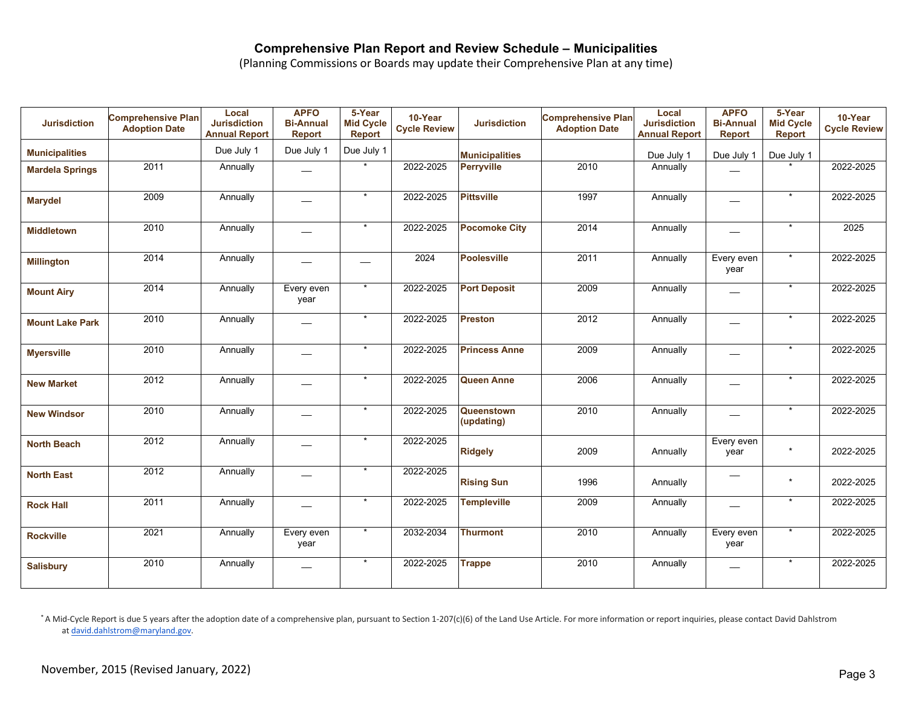# Comprehensive Plan Report and Review Schedule – Municipalities

(Planning Commissions or Boards may update their Comprehensive Plan at any time)

| Jurisdiction | Comprehensive Plan Adoption Date | Local Jurisdiction Annual Report | APFO Bi-Annual Report | 5-Year Mid Cycle Report | 10-Year Cycle Review | Jurisdiction | Comprehensive Plan Adoption Date | Local Jurisdiction Annual Report | APFO Bi-Annual Report | 5-Year Mid Cycle Report | 10-Year Cycle Review |
|---|---|---|---|---|---|---|---|---|---|---|---|
| **Municipalities** | | Due July 1 | Due July 1 | Due July 1 | | **Municipalities** | | Due July 1 | Due July 1 | Due July 1 | |
| **Mardela Springs** | 2011 | Annually | __ | * | 2022-2025 | **Perryville** | 2010 | Annually | __ | * | 2022-2025 |
| **Marydel** | 2009 | Annually | __ | * | 2022-2025 | **Pittsville** | 1997 | Annually | __ | * | 2022-2025 |
| **Middletown** | 2010 | Annually | __ | * | 2022-2025 | **Pocomoke City** | 2014 | Annually | __ | * | 2025 |
| **Millington** | 2014 | Annually | __ | __ | 2024 | **Poolesville** | 2011 | Annually | Every even year | * | 2022-2025 |
| **Mount Airy** | 2014 | Annually | Every even year | * | 2022-2025 | **Port Deposit** | 2009 | Annually | __ | * | 2022-2025 |
| **Mount Lake Park** | 2010 | Annually | __ | * | 2022-2025 | **Preston** | 2012 | Annually | __ | * | 2022-2025 |
| **Myersville** | 2010 | Annually | __ | * | 2022-2025 | **Princess Anne** | 2009 | Annually | __ | * | 2022-2025 |
| **New Market** | 2012 | Annually | __ | * | 2022-2025 | **Queen Anne** | 2006 | Annually | __ | * | 2022-2025 |
| **New Windsor** | 2010 | Annually | __ | * | 2022-2025 | **Queenstown (updating)** | 2010 | Annually | __ | * | 2022-2025 |
| **North Beach** | 2012 | Annually | __ | * | 2022-2025 | **Ridgely** | 2009 | Annually | Every even year | * | 2022-2025 |
| **North East** | 2012 | Annually | __ | * | 2022-2025 | **Rising Sun** | 1996 | Annually | __ | * | 2022-2025 |
| **Rock Hall** | 2011 | Annually | __ | * | 2022-2025 | **Templeville** | 2009 | Annually | __ | * | 2022-2025 |
| **Rockville** | 2021 | Annually | Every even year | * | 2032-2034 | **Thurmont** | 2010 | Annually | Every even year | * | 2022-2025 |
| **Salisbury** | 2010 | Annually | __ | * | 2022-2025 | **Trappe** | 2010 | Annually | __ | * | 2022-2025 |

* A Mid-Cycle Report is due 5 years after the adoption date of a comprehensive plan, pursuant to Section 1-207(c)(6) of the Land Use Article. For more information or report inquiries, please contact David Dahlstrom at david.dahlstrom@maryland.gov.

November, 2015 (Revised January, 2022)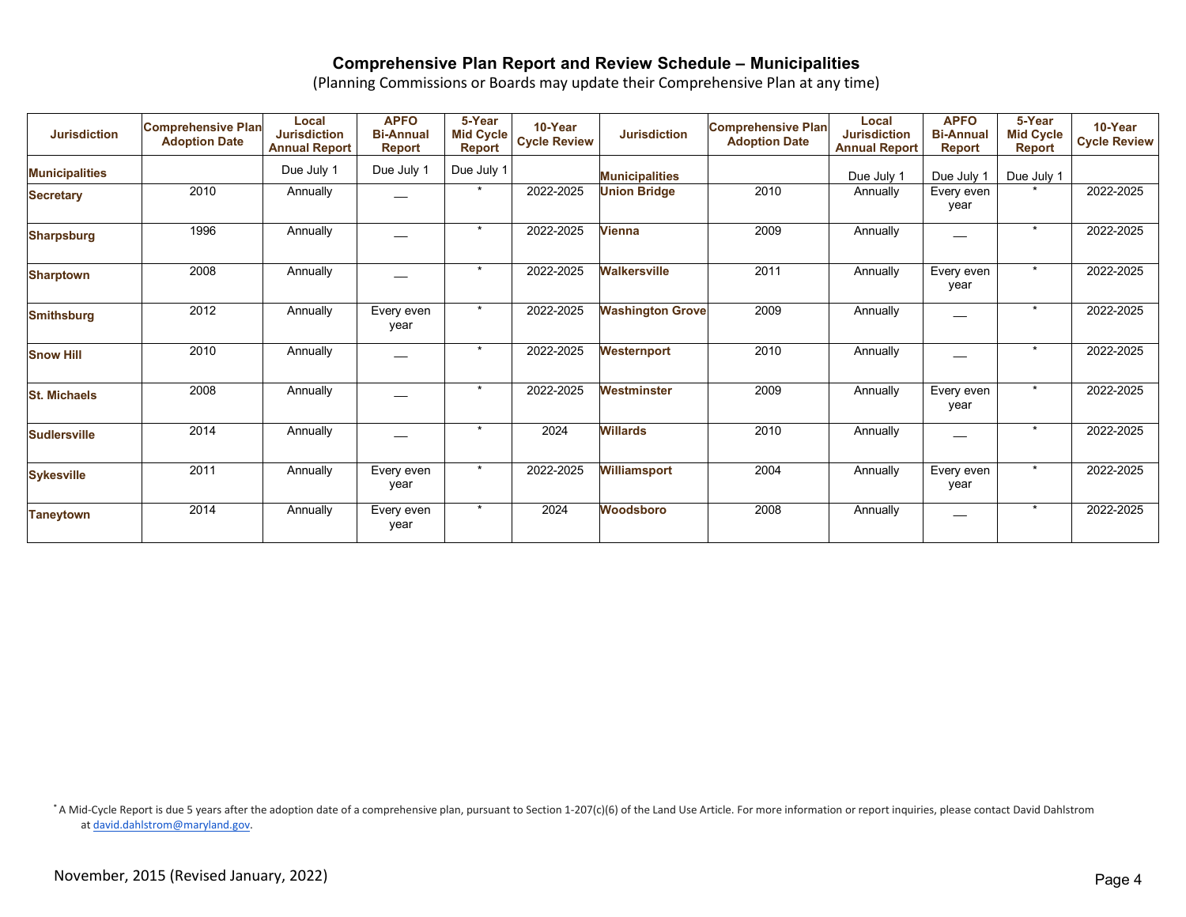## Comprehensive Plan Report and Review Schedule – Municipalities

(Planning Commissions or Boards may update their Comprehensive Plan at any time)

| Jurisdiction | Comprehensive Plan Adoption Date | Local Jurisdiction Annual Report | APFO Bi-Annual Report | 5-Year Mid Cycle Report | 10-Year Cycle Review | Jurisdiction | Comprehensive Plan Adoption Date | Local Jurisdiction Annual Report | APFO Bi-Annual Report | 5-Year Mid Cycle Report | 10-Year Cycle Review |
|---|---|---|---|---|---|---|---|---|---|---|---|
| **Municipalities** | | Due July 1 | Due July 1 | Due July 1 | | **Municipalities** | | Due July 1 | Due July 1 | Due July 1 | |
| **Secretary** | 2010 | Annually | __ | * | 2022-2025 | **Union Bridge** | 2010 | Annually | Every even year | * | 2022-2025 |
| **Sharpsburg** | 1996 | Annually | __ | * | 2022-2025 | **Vienna** | 2009 | Annually | __ | * | 2022-2025 |
| **Sharptown** | 2008 | Annually | __ | * | 2022-2025 | **Walkersville** | 2011 | Annually | Every even year | * | 2022-2025 |
| **Smithsburg** | 2012 | Annually | Every even year | * | 2022-2025 | **Washington Grove** | 2009 | Annually | __ | * | 2022-2025 |
| **Snow Hill** | 2010 | Annually | __ | * | 2022-2025 | **Westernport** | 2010 | Annually | __ | * | 2022-2025 |
| **St. Michaels** | 2008 | Annually | __ | * | 2022-2025 | **Westminster** | 2009 | Annually | Every even year | * | 2022-2025 |
| **Sudlersville** | 2014 | Annually | __ | * | 2024 | **Willards** | 2010 | Annually | __ | * | 2022-2025 |
| **Sykesville** | 2011 | Annually | Every even year | * | 2022-2025 | **Williamsport** | 2004 | Annually | Every even year | * | 2022-2025 |
| **Taneytown** | 2014 | Annually | Every even year | * | 2024 | **Woodsboro** | 2008 | Annually | __ | * | 2022-2025 |

* A Mid-Cycle Report is due 5 years after the adoption date of a comprehensive plan, pursuant to Section 1-207(c)(6) of the Land Use Article. For more information or report inquiries, please contact David Dahlstrom at david.dahlstrom@maryland.gov.

November, 2015 (Revised January, 2022)